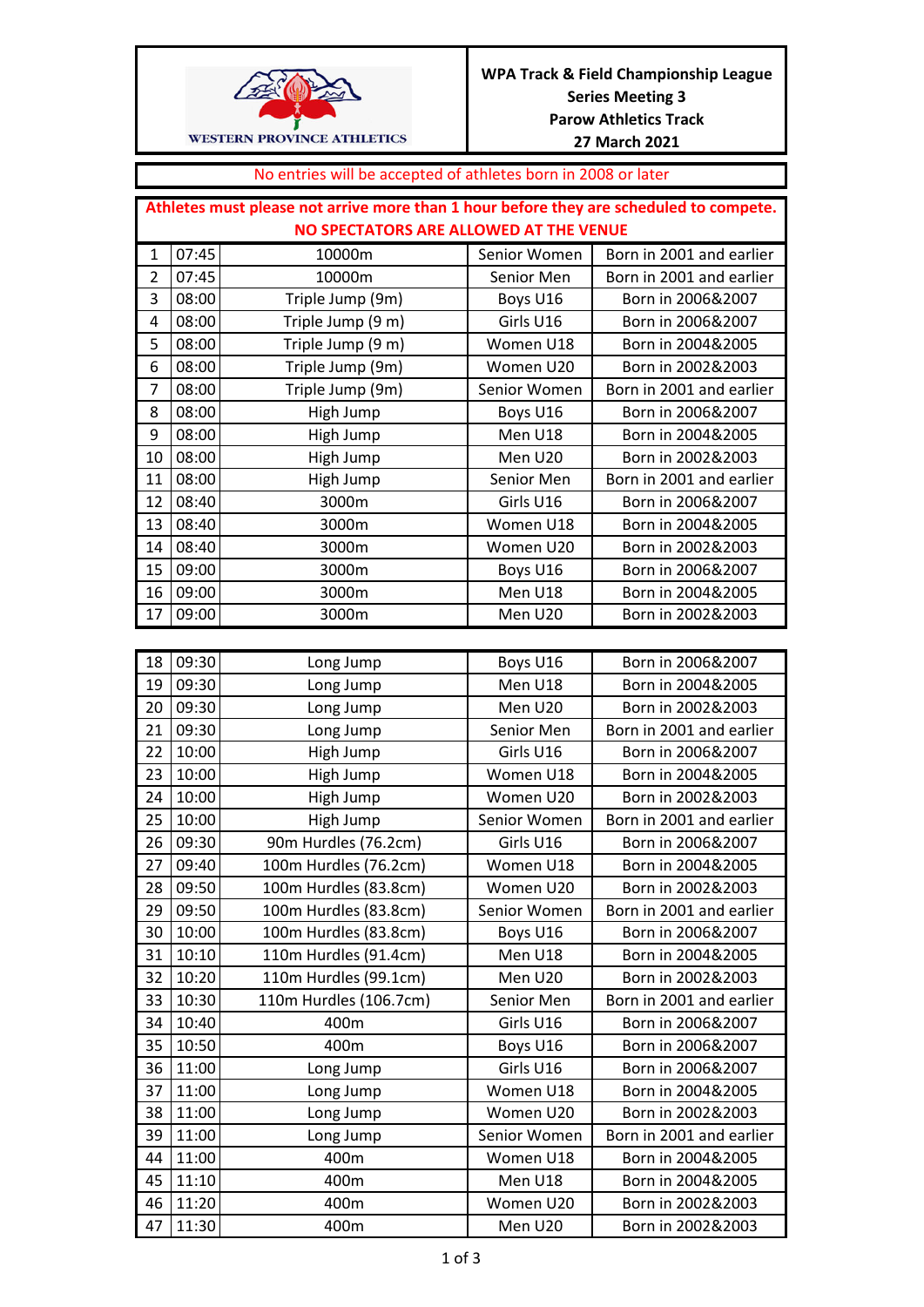WESTERN PROVINCE ATHLETICS

**WPA Track & Field Championship League**
**Series Meeting 3**
**Parow Athletics Track**
**27 March 2021**

No entries will be accepted of athletes born in 2008 or later

**Athletes must please not arrive more than 1 hour before they are scheduled to compete.**
**NO SPECTATORS ARE ALLOWED AT THE VENUE**

| No. | Time | Event | Category | Birth Years |
|---|---|---|---|---|
| 1 | 07:45 | 10000m | Senior Women | Born in 2001 and earlier |
| 2 | 07:45 | 10000m | Senior Men | Born in 2001 and earlier |
| 3 | 08:00 | Triple Jump (9m) | Boys U16 | Born in 2006&2007 |
| 4 | 08:00 | Triple Jump (9 m) | Girls U16 | Born in 2006&2007 |
| 5 | 08:00 | Triple Jump (9 m) | Women U18 | Born in 2004&2005 |
| 6 | 08:00 | Triple Jump (9m) | Women U20 | Born in 2002&2003 |
| 7 | 08:00 | Triple Jump (9m) | Senior Women | Born in 2001 and earlier |
| 8 | 08:00 | High Jump | Boys U16 | Born in 2006&2007 |
| 9 | 08:00 | High Jump | Men U18 | Born in 2004&2005 |
| 10 | 08:00 | High Jump | Men U20 | Born in 2002&2003 |
| 11 | 08:00 | High Jump | Senior Men | Born in 2001 and earlier |
| 12 | 08:40 | 3000m | Girls U16 | Born in 2006&2007 |
| 13 | 08:40 | 3000m | Women U18 | Born in 2004&2005 |
| 14 | 08:40 | 3000m | Women U20 | Born in 2002&2003 |
| 15 | 09:00 | 3000m | Boys U16 | Born in 2006&2007 |
| 16 | 09:00 | 3000m | Men U18 | Born in 2004&2005 |
| 17 | 09:00 | 3000m | Men U20 | Born in 2002&2003 |

| No. | Time | Event | Category | Birth Years |
|---|---|---|---|---|
| 18 | 09:30 | Long Jump | Boys U16 | Born in 2006&2007 |
| 19 | 09:30 | Long Jump | Men U18 | Born in 2004&2005 |
| 20 | 09:30 | Long Jump | Men U20 | Born in 2002&2003 |
| 21 | 09:30 | Long Jump | Senior Men | Born in 2001 and earlier |
| 22 | 10:00 | High Jump | Girls U16 | Born in 2006&2007 |
| 23 | 10:00 | High Jump | Women U18 | Born in 2004&2005 |
| 24 | 10:00 | High Jump | Women U20 | Born in 2002&2003 |
| 25 | 10:00 | High Jump | Senior Women | Born in 2001 and earlier |
| 26 | 09:30 | 90m Hurdles (76.2cm) | Girls U16 | Born in 2006&2007 |
| 27 | 09:40 | 100m Hurdles (76.2cm) | Women U18 | Born in 2004&2005 |
| 28 | 09:50 | 100m Hurdles (83.8cm) | Women U20 | Born in 2002&2003 |
| 29 | 09:50 | 100m Hurdles (83.8cm) | Senior Women | Born in 2001 and earlier |
| 30 | 10:00 | 100m Hurdles (83.8cm) | Boys U16 | Born in 2006&2007 |
| 31 | 10:10 | 110m Hurdles (91.4cm) | Men U18 | Born in 2004&2005 |
| 32 | 10:20 | 110m Hurdles (99.1cm) | Men U20 | Born in 2002&2003 |
| 33 | 10:30 | 110m Hurdles (106.7cm) | Senior Men | Born in 2001 and earlier |
| 34 | 10:40 | 400m | Girls U16 | Born in 2006&2007 |
| 35 | 10:50 | 400m | Boys U16 | Born in 2006&2007 |
| 36 | 11:00 | Long Jump | Girls U16 | Born in 2006&2007 |
| 37 | 11:00 | Long Jump | Women U18 | Born in 2004&2005 |
| 38 | 11:00 | Long Jump | Women U20 | Born in 2002&2003 |
| 39 | 11:00 | Long Jump | Senior Women | Born in 2001 and earlier |
| 44 | 11:00 | 400m | Women U18 | Born in 2004&2005 |
| 45 | 11:10 | 400m | Men U18 | Born in 2004&2005 |
| 46 | 11:20 | 400m | Women U20 | Born in 2002&2003 |
| 47 | 11:30 | 400m | Men U20 | Born in 2002&2003 |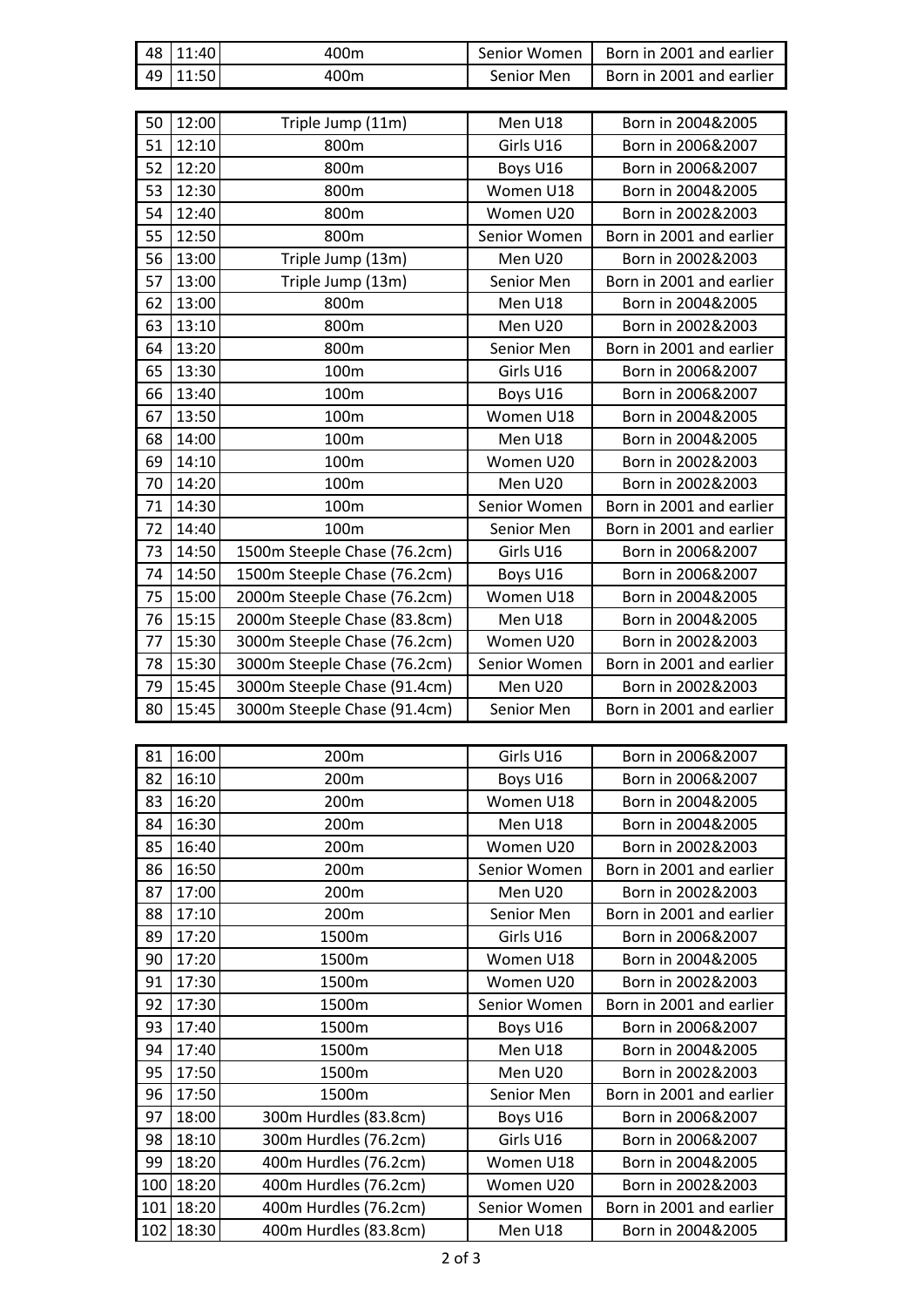| 48 | 11:40 | 400m | Senior Women | Born in 2001 and earlier |
|---|---|---|---|---|
| 49 | 11:50 | 400m | Senior Men | Born in 2001 and earlier |

| 50 | 12:00 | Triple Jump (11m) | Men U18 | Born in 2004&2005 |
|---|---|---|---|---|
| 51 | 12:10 | 800m | Girls U16 | Born in 2006&2007 |
| 52 | 12:20 | 800m | Boys U16 | Born in 2006&2007 |
| 53 | 12:30 | 800m | Women U18 | Born in 2004&2005 |
| 54 | 12:40 | 800m | Women U20 | Born in 2002&2003 |
| 55 | 12:50 | 800m | Senior Women | Born in 2001 and earlier |
| 56 | 13:00 | Triple Jump (13m) | Men U20 | Born in 2002&2003 |
| 57 | 13:00 | Triple Jump (13m) | Senior Men | Born in 2001 and earlier |
| 62 | 13:00 | 800m | Men U18 | Born in 2004&2005 |
| 63 | 13:10 | 800m | Men U20 | Born in 2002&2003 |
| 64 | 13:20 | 800m | Senior Men | Born in 2001 and earlier |
| 65 | 13:30 | 100m | Girls U16 | Born in 2006&2007 |
| 66 | 13:40 | 100m | Boys U16 | Born in 2006&2007 |
| 67 | 13:50 | 100m | Women U18 | Born in 2004&2005 |
| 68 | 14:00 | 100m | Men U18 | Born in 2004&2005 |
| 69 | 14:10 | 100m | Women U20 | Born in 2002&2003 |
| 70 | 14:20 | 100m | Men U20 | Born in 2002&2003 |
| 71 | 14:30 | 100m | Senior Women | Born in 2001 and earlier |
| 72 | 14:40 | 100m | Senior Men | Born in 2001 and earlier |
| 73 | 14:50 | 1500m Steeple Chase (76.2cm) | Girls U16 | Born in 2006&2007 |
| 74 | 14:50 | 1500m Steeple Chase (76.2cm) | Boys U16 | Born in 2006&2007 |
| 75 | 15:00 | 2000m Steeple Chase (76.2cm) | Women U18 | Born in 2004&2005 |
| 76 | 15:15 | 2000m Steeple Chase (83.8cm) | Men U18 | Born in 2004&2005 |
| 77 | 15:30 | 3000m Steeple Chase (76.2cm) | Women U20 | Born in 2002&2003 |
| 78 | 15:30 | 3000m Steeple Chase (76.2cm) | Senior Women | Born in 2001 and earlier |
| 79 | 15:45 | 3000m Steeple Chase (91.4cm) | Men U20 | Born in 2002&2003 |
| 80 | 15:45 | 3000m Steeple Chase (91.4cm) | Senior Men | Born in 2001 and earlier |

| 81 | 16:00 | 200m | Girls U16 | Born in 2006&2007 |
|---|---|---|---|---|
| 82 | 16:10 | 200m | Boys U16 | Born in 2006&2007 |
| 83 | 16:20 | 200m | Women U18 | Born in 2004&2005 |
| 84 | 16:30 | 200m | Men U18 | Born in 2004&2005 |
| 85 | 16:40 | 200m | Women U20 | Born in 2002&2003 |
| 86 | 16:50 | 200m | Senior Women | Born in 2001 and earlier |
| 87 | 17:00 | 200m | Men U20 | Born in 2002&2003 |
| 88 | 17:10 | 200m | Senior Men | Born in 2001 and earlier |
| 89 | 17:20 | 1500m | Girls U16 | Born in 2006&2007 |
| 90 | 17:20 | 1500m | Women U18 | Born in 2004&2005 |
| 91 | 17:30 | 1500m | Women U20 | Born in 2002&2003 |
| 92 | 17:30 | 1500m | Senior Women | Born in 2001 and earlier |
| 93 | 17:40 | 1500m | Boys U16 | Born in 2006&2007 |
| 94 | 17:40 | 1500m | Men U18 | Born in 2004&2005 |
| 95 | 17:50 | 1500m | Men U20 | Born in 2002&2003 |
| 96 | 17:50 | 1500m | Senior Men | Born in 2001 and earlier |
| 97 | 18:00 | 300m Hurdles (83.8cm) | Boys U16 | Born in 2006&2007 |
| 98 | 18:10 | 300m Hurdles (76.2cm) | Girls U16 | Born in 2006&2007 |
| 99 | 18:20 | 400m Hurdles (76.2cm) | Women U18 | Born in 2004&2005 |
| 100 | 18:20 | 400m Hurdles (76.2cm) | Women U20 | Born in 2002&2003 |
| 101 | 18:20 | 400m Hurdles (76.2cm) | Senior Women | Born in 2001 and earlier |
| 102 | 18:30 | 400m Hurdles (83.8cm) | Men U18 | Born in 2004&2005 |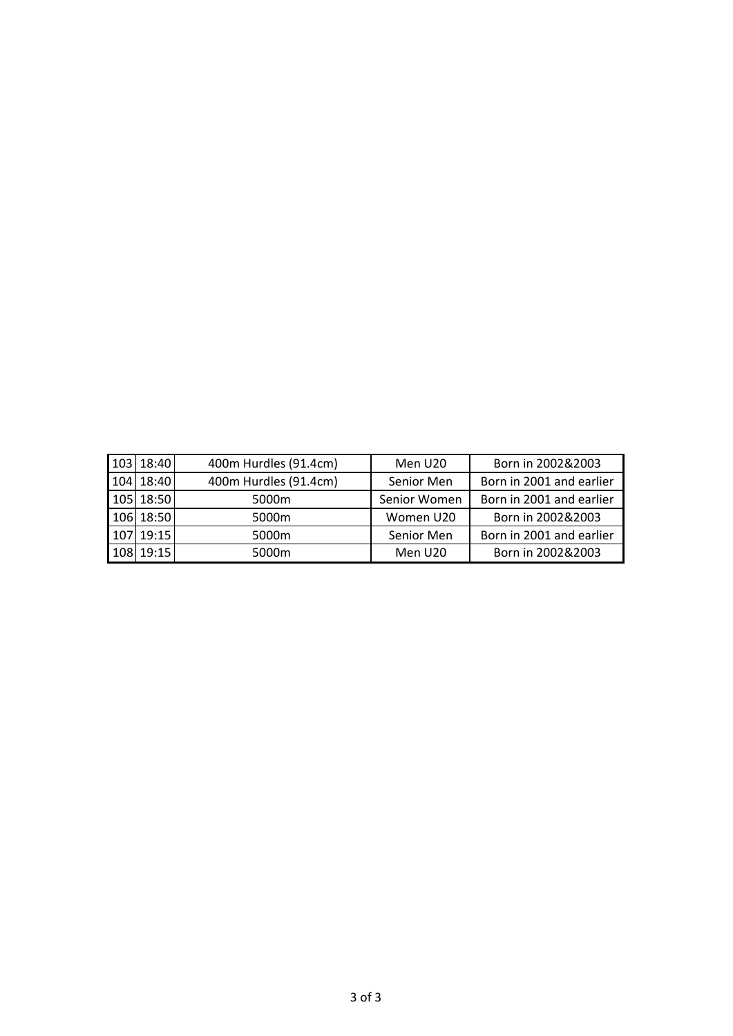| | | | | |
|---|---|---|---|---|
| 103 | 18:40 | 400m Hurdles (91.4cm) | Men U20 | Born in 2002&2003 |
| 104 | 18:40 | 400m Hurdles (91.4cm) | Senior Men | Born in 2001 and earlier |
| 105 | 18:50 | 5000m | Senior Women | Born in 2001 and earlier |
| 106 | 18:50 | 5000m | Women U20 | Born in 2002&2003 |
| 107 | 19:15 | 5000m | Senior Men | Born in 2001 and earlier |
| 108 | 19:15 | 5000m | Men U20 | Born in 2002&2003 |